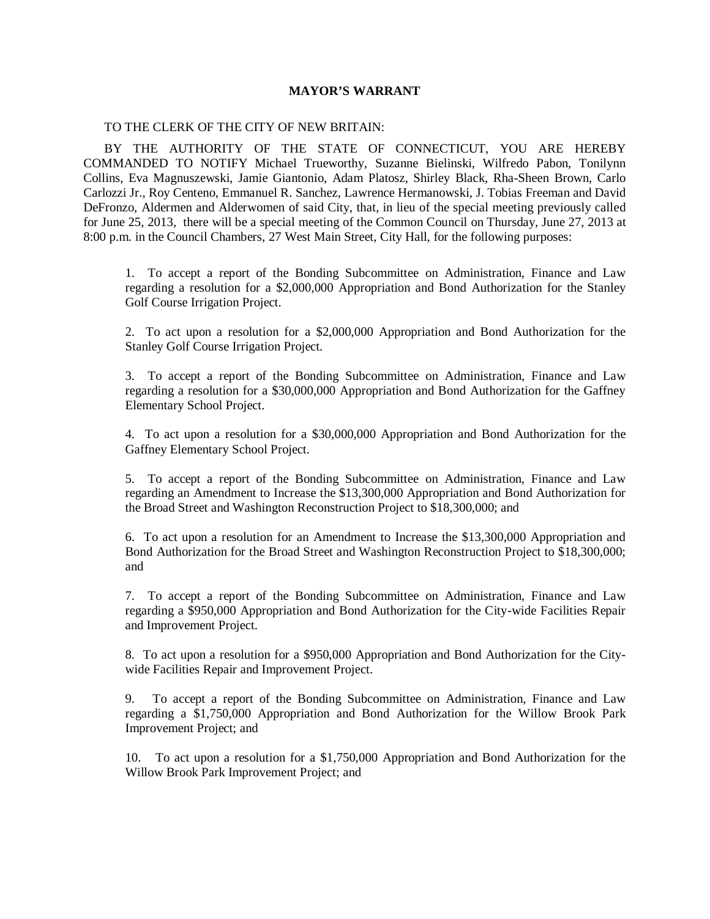**MAYOR'S WARRANT**

TO THE CLERK OF THE CITY OF NEW BRITAIN:

BY THE AUTHORITY OF THE STATE OF CONNECTICUT, YOU ARE HEREBY COMMANDED TO NOTIFY Michael Trueworthy, Suzanne Bielinski, Wilfredo Pabon, Tonilynn Collins, Eva Magnuszewski, Jamie Giantonio, Adam Platosz, Shirley Black, Rha-Sheen Brown, Carlo Carlozzi Jr., Roy Centeno, Emmanuel R. Sanchez, Lawrence Hermanowski, J. Tobias Freeman and David DeFronzo, Aldermen and Alderwomen of said City, that, in lieu of the special meeting previously called for June 25, 2013, there will be a special meeting of the Common Council on Thursday, June 27, 2013 at 8:00 p.m. in the Council Chambers, 27 West Main Street, City Hall, for the following purposes:

1. To accept a report of the Bonding Subcommittee on Administration, Finance and Law regarding a resolution for a $2,000,000 Appropriation and Bond Authorization for the Stanley Golf Course Irrigation Project.

2. To act upon a resolution for a $2,000,000 Appropriation and Bond Authorization for the Stanley Golf Course Irrigation Project.

3. To accept a report of the Bonding Subcommittee on Administration, Finance and Law regarding a resolution for a $30,000,000 Appropriation and Bond Authorization for the Gaffney Elementary School Project.

4. To act upon a resolution for a $30,000,000 Appropriation and Bond Authorization for the Gaffney Elementary School Project.

5. To accept a report of the Bonding Subcommittee on Administration, Finance and Law regarding an Amendment to Increase the $13,300,000 Appropriation and Bond Authorization for the Broad Street and Washington Reconstruction Project to $18,300,000; and

6. To act upon a resolution for an Amendment to Increase the $13,300,000 Appropriation and Bond Authorization for the Broad Street and Washington Reconstruction Project to $18,300,000; and

7. To accept a report of the Bonding Subcommittee on Administration, Finance and Law regarding a $950,000 Appropriation and Bond Authorization for the City-wide Facilities Repair and Improvement Project.

8. To act upon a resolution for a $950,000 Appropriation and Bond Authorization for the City-wide Facilities Repair and Improvement Project.

9. To accept a report of the Bonding Subcommittee on Administration, Finance and Law regarding a $1,750,000 Appropriation and Bond Authorization for the Willow Brook Park Improvement Project; and

10. To act upon a resolution for a $1,750,000 Appropriation and Bond Authorization for the Willow Brook Park Improvement Project; and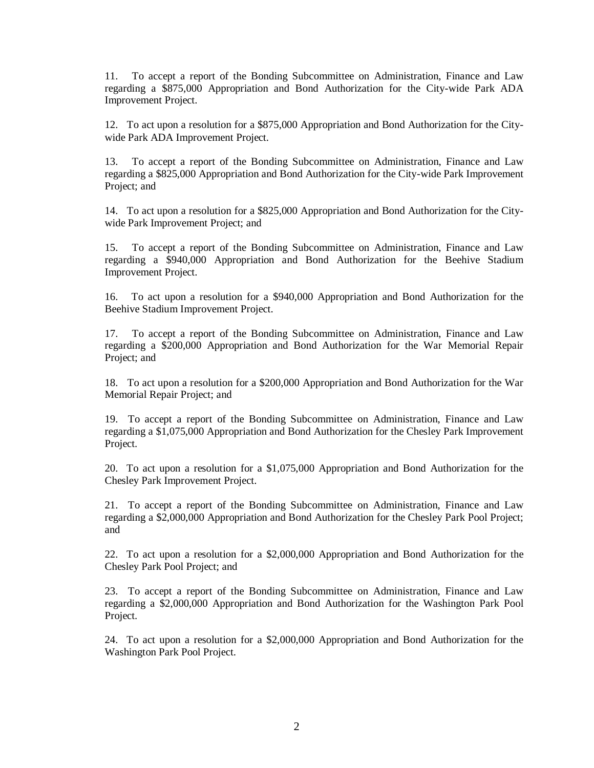11. To accept a report of the Bonding Subcommittee on Administration, Finance and Law regarding a $875,000 Appropriation and Bond Authorization for the City-wide Park ADA Improvement Project.

12. To act upon a resolution for a $875,000 Appropriation and Bond Authorization for the City-wide Park ADA Improvement Project.

13. To accept a report of the Bonding Subcommittee on Administration, Finance and Law regarding a $825,000 Appropriation and Bond Authorization for the City-wide Park Improvement Project; and

14. To act upon a resolution for a $825,000 Appropriation and Bond Authorization for the City-wide Park Improvement Project; and

15. To accept a report of the Bonding Subcommittee on Administration, Finance and Law regarding a $940,000 Appropriation and Bond Authorization for the Beehive Stadium Improvement Project.

16. To act upon a resolution for a $940,000 Appropriation and Bond Authorization for the Beehive Stadium Improvement Project.

17. To accept a report of the Bonding Subcommittee on Administration, Finance and Law regarding a $200,000 Appropriation and Bond Authorization for the War Memorial Repair Project; and

18. To act upon a resolution for a $200,000 Appropriation and Bond Authorization for the War Memorial Repair Project; and

19. To accept a report of the Bonding Subcommittee on Administration, Finance and Law regarding a $1,075,000 Appropriation and Bond Authorization for the Chesley Park Improvement Project.

20. To act upon a resolution for a $1,075,000 Appropriation and Bond Authorization for the Chesley Park Improvement Project.

21. To accept a report of the Bonding Subcommittee on Administration, Finance and Law regarding a $2,000,000 Appropriation and Bond Authorization for the Chesley Park Pool Project; and

22. To act upon a resolution for a $2,000,000 Appropriation and Bond Authorization for the Chesley Park Pool Project; and

23. To accept a report of the Bonding Subcommittee on Administration, Finance and Law regarding a $2,000,000 Appropriation and Bond Authorization for the Washington Park Pool Project.

24. To act upon a resolution for a $2,000,000 Appropriation and Bond Authorization for the Washington Park Pool Project.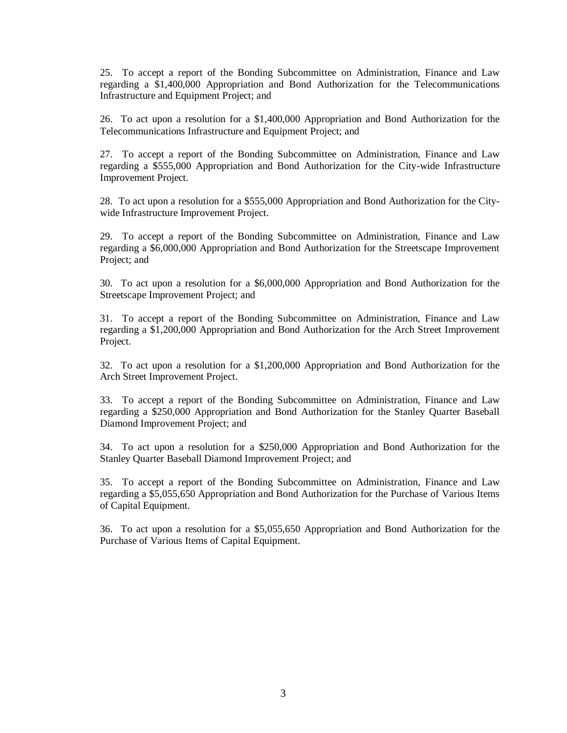25. To accept a report of the Bonding Subcommittee on Administration, Finance and Law regarding a $1,400,000 Appropriation and Bond Authorization for the Telecommunications Infrastructure and Equipment Project; and

26. To act upon a resolution for a $1,400,000 Appropriation and Bond Authorization for the Telecommunications Infrastructure and Equipment Project; and

27. To accept a report of the Bonding Subcommittee on Administration, Finance and Law regarding a $555,000 Appropriation and Bond Authorization for the City-wide Infrastructure Improvement Project.

28. To act upon a resolution for a $555,000 Appropriation and Bond Authorization for the City-wide Infrastructure Improvement Project.

29. To accept a report of the Bonding Subcommittee on Administration, Finance and Law regarding a $6,000,000 Appropriation and Bond Authorization for the Streetscape Improvement Project; and

30. To act upon a resolution for a $6,000,000 Appropriation and Bond Authorization for the Streetscape Improvement Project; and

31. To accept a report of the Bonding Subcommittee on Administration, Finance and Law regarding a $1,200,000 Appropriation and Bond Authorization for the Arch Street Improvement Project.

32. To act upon a resolution for a $1,200,000 Appropriation and Bond Authorization for the Arch Street Improvement Project.

33. To accept a report of the Bonding Subcommittee on Administration, Finance and Law regarding a $250,000 Appropriation and Bond Authorization for the Stanley Quarter Baseball Diamond Improvement Project; and

34. To act upon a resolution for a $250,000 Appropriation and Bond Authorization for the Stanley Quarter Baseball Diamond Improvement Project; and

35. To accept a report of the Bonding Subcommittee on Administration, Finance and Law regarding a $5,055,650 Appropriation and Bond Authorization for the Purchase of Various Items of Capital Equipment.

36. To act upon a resolution for a $5,055,650 Appropriation and Bond Authorization for the Purchase of Various Items of Capital Equipment.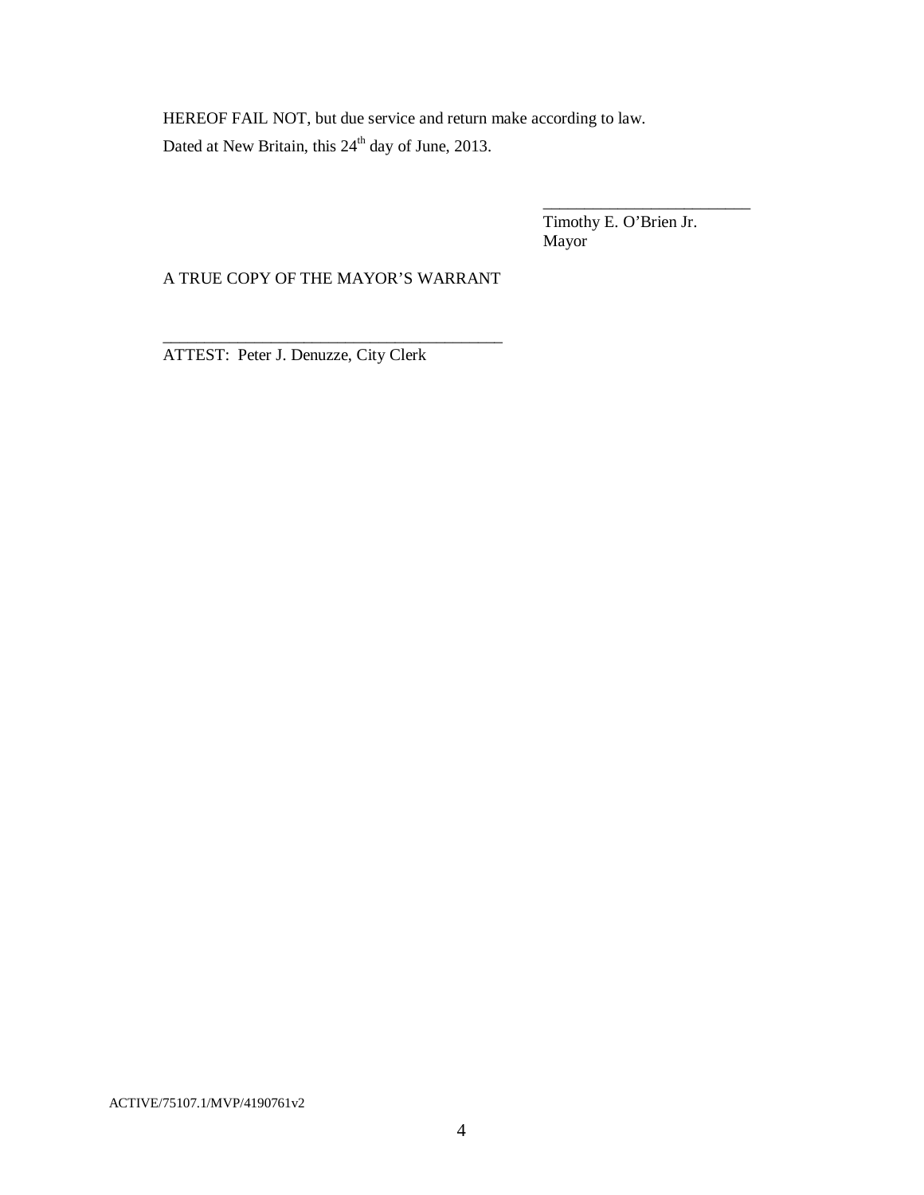HEREOF FAIL NOT, but due service and return make according to law.

Dated at New Britain, this 24th day of June, 2013.

\_\_\_\_\_\_\_\_\_\_\_\_\_\_\_\_\_\_\_\_\_\_\_\_\_\_

Timothy E. O'Brien Jr.
Mayor

A TRUE COPY OF THE MAYOR'S WARRANT

\_\_\_\_\_\_\_\_\_\_\_\_\_\_\_\_\_\_\_\_\_\_\_\_\_\_\_\_\_\_\_\_\_\_\_\_\_\_\_\_\_\_

ATTEST: Peter J. Denuzze, City Clerk

ACTIVE/75107.1/MVP/4190761v2